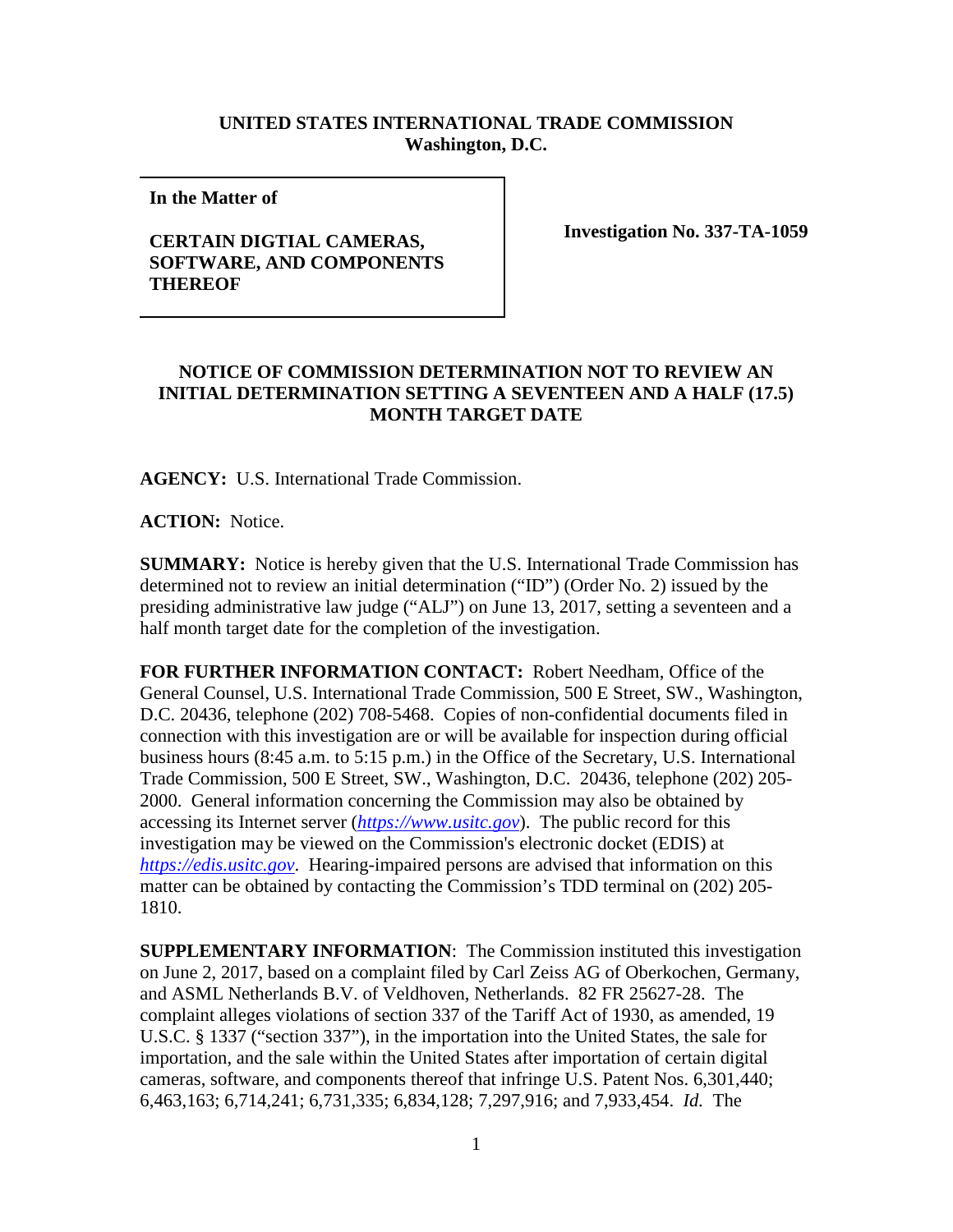**UNITED STATES INTERNATIONAL TRADE COMMISSION**
**Washington, D.C.**

**In the Matter of**

**CERTAIN DIGTIAL CAMERAS, SOFTWARE, AND COMPONENTS THEREOF**

**Investigation No. 337-TA-1059**

**NOTICE OF COMMISSION DETERMINATION NOT TO REVIEW AN INITIAL DETERMINATION SETTING A SEVENTEEN AND A HALF (17.5) MONTH TARGET DATE**

**AGENCY:** U.S. International Trade Commission.

**ACTION:** Notice.

**SUMMARY:** Notice is hereby given that the U.S. International Trade Commission has determined not to review an initial determination ("ID") (Order No. 2) issued by the presiding administrative law judge ("ALJ") on June 13, 2017, setting a seventeen and a half month target date for the completion of the investigation.

**FOR FURTHER INFORMATION CONTACT:** Robert Needham, Office of the General Counsel, U.S. International Trade Commission, 500 E Street, SW., Washington, D.C. 20436, telephone (202) 708-5468. Copies of non-confidential documents filed in connection with this investigation are or will be available for inspection during official business hours (8:45 a.m. to 5:15 p.m.) in the Office of the Secretary, U.S. International Trade Commission, 500 E Street, SW., Washington, D.C. 20436, telephone (202) 205-2000. General information concerning the Commission may also be obtained by accessing its Internet server (*https://www.usitc.gov*). The public record for this investigation may be viewed on the Commission's electronic docket (EDIS) at *https://edis.usitc.gov*. Hearing-impaired persons are advised that information on this matter can be obtained by contacting the Commission's TDD terminal on (202) 205-1810.

**SUPPLEMENTARY INFORMATION**: The Commission instituted this investigation on June 2, 2017, based on a complaint filed by Carl Zeiss AG of Oberkochen, Germany, and ASML Netherlands B.V. of Veldhoven, Netherlands. 82 FR 25627-28. The complaint alleges violations of section 337 of the Tariff Act of 1930, as amended, 19 U.S.C. § 1337 ("section 337"), in the importation into the United States, the sale for importation, and the sale within the United States after importation of certain digital cameras, software, and components thereof that infringe U.S. Patent Nos. 6,301,440; 6,463,163; 6,714,241; 6,731,335; 6,834,128; 7,297,916; and 7,933,454. *Id.* The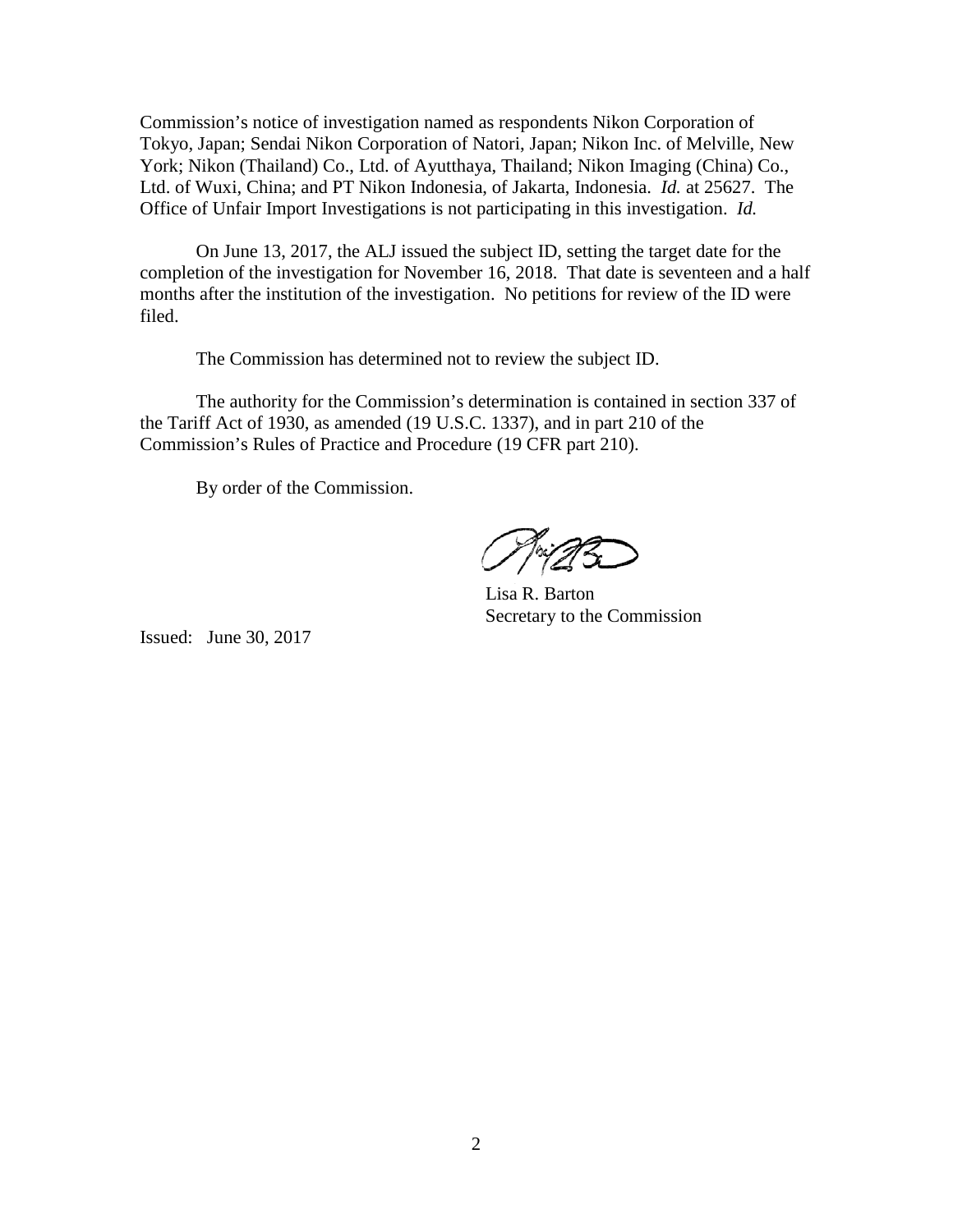Commission's notice of investigation named as respondents Nikon Corporation of Tokyo, Japan; Sendai Nikon Corporation of Natori, Japan; Nikon Inc. of Melville, New York; Nikon (Thailand) Co., Ltd. of Ayutthaya, Thailand; Nikon Imaging (China) Co., Ltd. of Wuxi, China; and PT Nikon Indonesia, of Jakarta, Indonesia. *Id.* at 25627. The Office of Unfair Import Investigations is not participating in this investigation. *Id.*

On June 13, 2017, the ALJ issued the subject ID, setting the target date for the completion of the investigation for November 16, 2018. That date is seventeen and a half months after the institution of the investigation. No petitions for review of the ID were filed.

The Commission has determined not to review the subject ID.

The authority for the Commission's determination is contained in section 337 of the Tariff Act of 1930, as amended (19 U.S.C. 1337), and in part 210 of the Commission's Rules of Practice and Procedure (19 CFR part 210).

By order of the Commission.

Lisa R. Barton
Secretary to the Commission

Issued: June 30, 2017